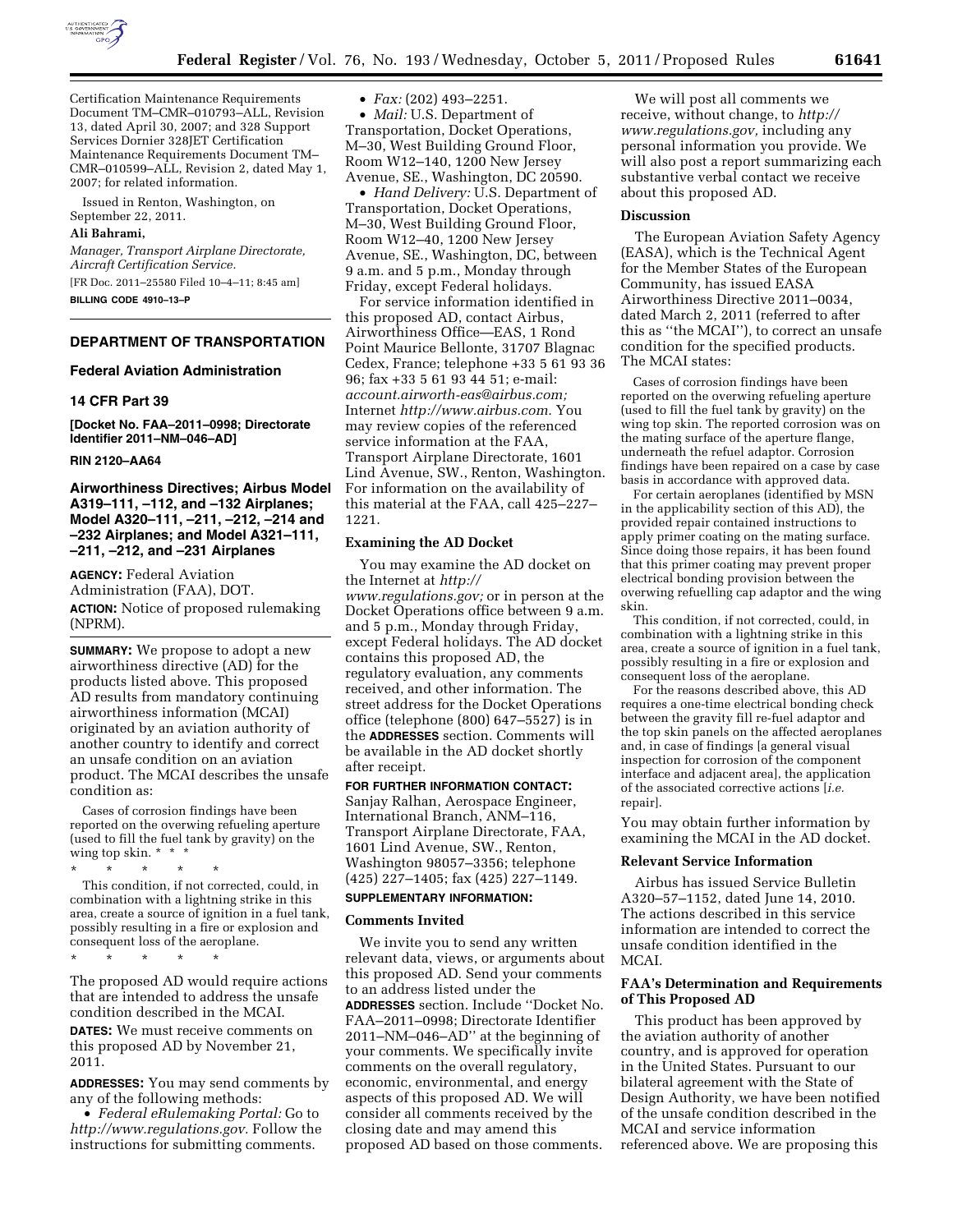Certification Maintenance Requirements Document TM–CMR–010793–ALL, Revision 13, dated April 30, 2007; and 328 Support Services Dornier 328JET Certification Maintenance Requirements Document TM–CMR–010599–ALL, Revision 2, dated May 1, 2007; for related information.

Issued in Renton, Washington, on September 22, 2011.

**Ali Bahrami,**

*Manager, Transport Airplane Directorate, Aircraft Certification Service.*

[FR Doc. 2011–25580 Filed 10–4–11; 8:45 am]

**BILLING CODE 4910–13–P**

## DEPARTMENT OF TRANSPORTATION

### Federal Aviation Administration

### 14 CFR Part 39

**[Docket No. FAA–2011–0998; Directorate Identifier 2011–NM–046–AD]**

**RIN 2120–AA64**

## Airworthiness Directives; Airbus Model A319–111, –112, and –132 Airplanes; Model A320–111, –211, –212, –214 and –232 Airplanes; and Model A321–111, –211, –212, and –231 Airplanes

**AGENCY:** Federal Aviation Administration (FAA), DOT.

**ACTION:** Notice of proposed rulemaking (NPRM).

**SUMMARY:** We propose to adopt a new airworthiness directive (AD) for the products listed above. This proposed AD results from mandatory continuing airworthiness information (MCAI) originated by an aviation authority of another country to identify and correct an unsafe condition on an aviation product. The MCAI describes the unsafe condition as:

> Cases of corrosion findings have been reported on the overwing refueling aperture (used to fill the fuel tank by gravity) on the wing top skin. * * *
>
> \* \* \* \* \*
>
> This condition, if not corrected, could, in combination with a lightning strike in this area, create a source of ignition in a fuel tank, possibly resulting in a fire or explosion and consequent loss of the aeroplane.
>
> \* \* \* \* \*

The proposed AD would require actions that are intended to address the unsafe condition described in the MCAI.

**DATES:** We must receive comments on this proposed AD by November 21, 2011.

**ADDRESSES:** You may send comments by any of the following methods:

- *Federal eRulemaking Portal:* Go to *http://www.regulations.gov*. Follow the instructions for submitting comments.
- *Fax:* (202) 493–2251.
- *Mail:* U.S. Department of Transportation, Docket Operations, M–30, West Building Ground Floor, Room W12–140, 1200 New Jersey Avenue, SE., Washington, DC 20590.
- *Hand Delivery:* U.S. Department of Transportation, Docket Operations, M–30, West Building Ground Floor, Room W12–40, 1200 New Jersey Avenue, SE., Washington, DC, between 9 a.m. and 5 p.m., Monday through Friday, except Federal holidays.

For service information identified in this proposed AD, contact Airbus, Airworthiness Office—EAS, 1 Rond Point Maurice Bellonte, 31707 Blagnac Cedex, France; telephone +33 5 61 93 36 96; fax +33 5 61 93 44 51; e-mail: *account.airworth-eas@airbus.com;* Internet *http://www.airbus.com.* You may review copies of the referenced service information at the FAA, Transport Airplane Directorate, 1601 Lind Avenue, SW., Renton, Washington. For information on the availability of this material at the FAA, call 425–227–1221.

### Examining the AD Docket

You may examine the AD docket on the Internet at *http://www.regulations.gov;* or in person at the Docket Operations office between 9 a.m. and 5 p.m., Monday through Friday, except Federal holidays. The AD docket contains this proposed AD, the regulatory evaluation, any comments received, and other information. The street address for the Docket Operations office (telephone (800) 647–5527) is in the **ADDRESSES** section. Comments will be available in the AD docket shortly after receipt.

**FOR FURTHER INFORMATION CONTACT:** Sanjay Ralhan, Aerospace Engineer, International Branch, ANM–116, Transport Airplane Directorate, FAA, 1601 Lind Avenue, SW., Renton, Washington 98057–3356; telephone (425) 227–1405; fax (425) 227–1149.

**SUPPLEMENTARY INFORMATION:**

### Comments Invited

We invite you to send any written relevant data, views, or arguments about this proposed AD. Send your comments to an address listed under the **ADDRESSES** section. Include ''Docket No. FAA–2011–0998; Directorate Identifier 2011–NM–046–AD'' at the beginning of your comments. We specifically invite comments on the overall regulatory, economic, environmental, and energy aspects of this proposed AD. We will consider all comments received by the closing date and may amend this proposed AD based on those comments.

We will post all comments we receive, without change, to *http://www.regulations.gov,* including any personal information you provide. We will also post a report summarizing each substantive verbal contact we receive about this proposed AD.

### Discussion

The European Aviation Safety Agency (EASA), which is the Technical Agent for the Member States of the European Community, has issued EASA Airworthiness Directive 2011–0034, dated March 2, 2011 (referred to after this as ''the MCAI''), to correct an unsafe condition for the specified products. The MCAI states:

> Cases of corrosion findings have been reported on the overwing refueling aperture (used to fill the fuel tank by gravity) on the wing top skin. The reported corrosion was on the mating surface of the aperture flange, underneath the refuel adaptor. Corrosion findings have been repaired on a case by case basis in accordance with approved data.
>
> For certain aeroplanes (identified by MSN in the applicability section of this AD), the provided repair contained instructions to apply primer coating on the mating surface. Since doing those repairs, it has been found that this primer coating may prevent proper electrical bonding provision between the overwing refuelling cap adaptor and the wing skin.
>
> This condition, if not corrected, could, in combination with a lightning strike in this area, create a source of ignition in a fuel tank, possibly resulting in a fire or explosion and consequent loss of the aeroplane.
>
> For the reasons described above, this AD requires a one-time electrical bonding check between the gravity fill re-fuel adaptor and the top skin panels on the affected aeroplanes and, in case of findings [a general visual inspection for corrosion of the component interface and adjacent area], the application of the associated corrective actions [*i.e.* repair].

You may obtain further information by examining the MCAI in the AD docket.

### Relevant Service Information

Airbus has issued Service Bulletin A320–57–1152, dated June 14, 2010. The actions described in this service information are intended to correct the unsafe condition identified in the MCAI.

### FAA's Determination and Requirements of This Proposed AD

This product has been approved by the aviation authority of another country, and is approved for operation in the United States. Pursuant to our bilateral agreement with the State of Design Authority, we have been notified of the unsafe condition described in the MCAI and service information referenced above. We are proposing this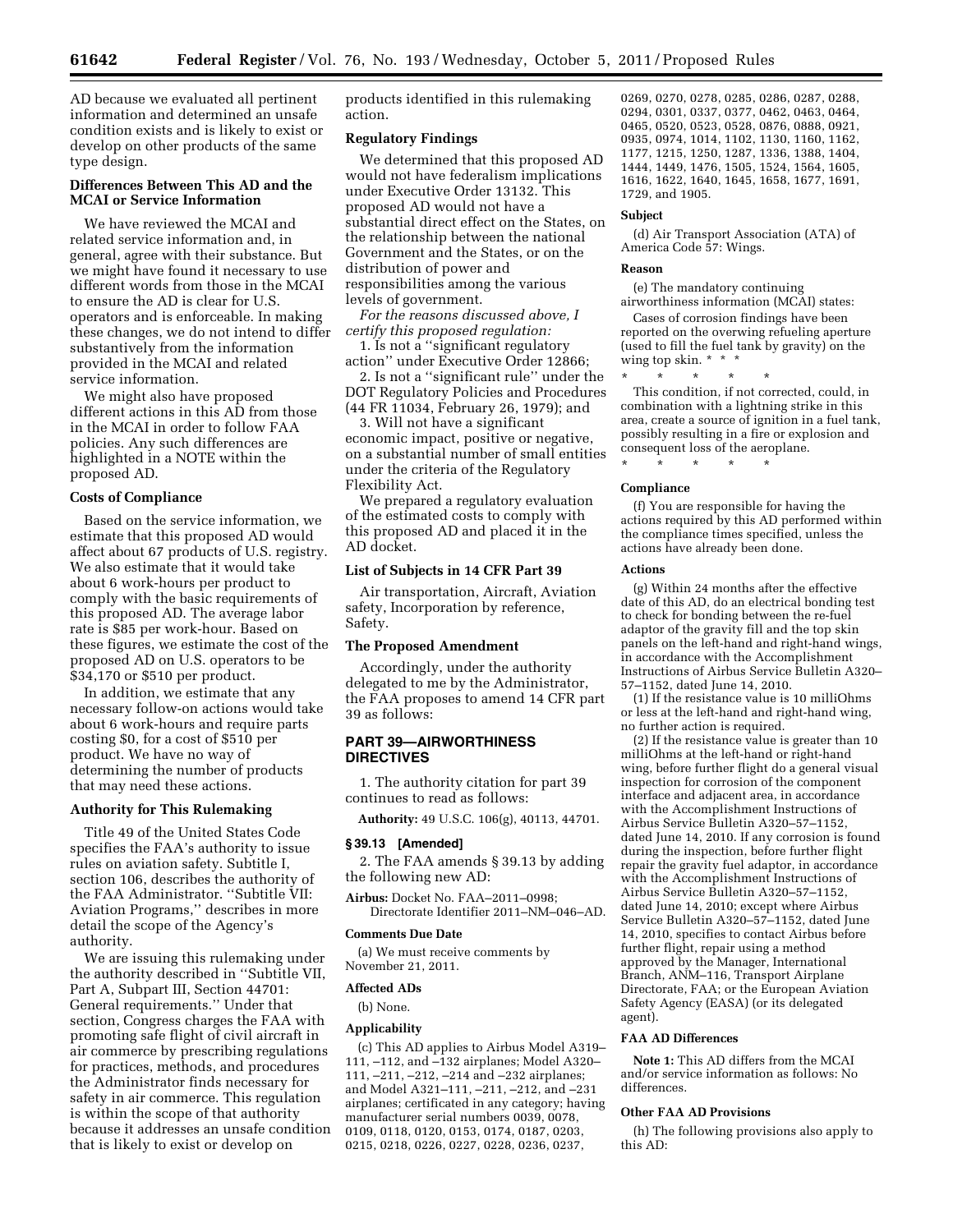AD because we evaluated all pertinent information and determined an unsafe condition exists and is likely to exist or develop on other products of the same type design.

### Differences Between This AD and the MCAI or Service Information

We have reviewed the MCAI and related service information and, in general, agree with their substance. But we might have found it necessary to use different words from those in the MCAI to ensure the AD is clear for U.S. operators and is enforceable. In making these changes, we do not intend to differ substantively from the information provided in the MCAI and related service information.

We might also have proposed different actions in this AD from those in the MCAI in order to follow FAA policies. Any such differences are highlighted in a NOTE within the proposed AD.

### Costs of Compliance

Based on the service information, we estimate that this proposed AD would affect about 67 products of U.S. registry. We also estimate that it would take about 6 work-hours per product to comply with the basic requirements of this proposed AD. The average labor rate is $85 per work-hour. Based on these figures, we estimate the cost of the proposed AD on U.S. operators to be $34,170 or $510 per product.

In addition, we estimate that any necessary follow-on actions would take about 6 work-hours and require parts costing $0, for a cost of $510 per product. We have no way of determining the number of products that may need these actions.

### Authority for This Rulemaking

Title 49 of the United States Code specifies the FAA's authority to issue rules on aviation safety. Subtitle I, section 106, describes the authority of the FAA Administrator. "Subtitle VII: Aviation Programs," describes in more detail the scope of the Agency's authority.

We are issuing this rulemaking under the authority described in "Subtitle VII, Part A, Subpart III, Section 44701: General requirements." Under that section, Congress charges the FAA with promoting safe flight of civil aircraft in air commerce by prescribing regulations for practices, methods, and procedures the Administrator finds necessary for safety in air commerce. This regulation is within the scope of that authority because it addresses an unsafe condition that is likely to exist or develop on products identified in this rulemaking action.

### Regulatory Findings

We determined that this proposed AD would not have federalism implications under Executive Order 13132. This proposed AD would not have a substantial direct effect on the States, on the relationship between the national Government and the States, or on the distribution of power and responsibilities among the various levels of government.

*For the reasons discussed above, I certify this proposed regulation:*

1. Is not a "significant regulatory action" under Executive Order 12866;
2. Is not a "significant rule" under the DOT Regulatory Policies and Procedures (44 FR 11034, February 26, 1979); and
3. Will not have a significant economic impact, positive or negative, on a substantial number of small entities under the criteria of the Regulatory Flexibility Act.

We prepared a regulatory evaluation of the estimated costs to comply with this proposed AD and placed it in the AD docket.

### List of Subjects in 14 CFR Part 39

Air transportation, Aircraft, Aviation safety, Incorporation by reference, Safety.

### The Proposed Amendment

Accordingly, under the authority delegated to me by the Administrator, the FAA proposes to amend 14 CFR part 39 as follows:

## PART 39—AIRWORTHINESS DIRECTIVES

1. The authority citation for part 39 continues to read as follows:

**Authority:** 49 U.S.C. 106(g), 40113, 44701.

### § 39.13 [Amended]

2. The FAA amends § 39.13 by adding the following new AD:

**Airbus:** Docket No. FAA–2011–0998; Directorate Identifier 2011–NM–046–AD.

#### Comments Due Date

(a) We must receive comments by November 21, 2011.

#### Affected ADs

(b) None.

#### Applicability

(c) This AD applies to Airbus Model A319–111, –112, and –132 airplanes; Model A320–111, –211, –212, –214 and –232 airplanes; and Model A321–111, –211, –212, and –231 airplanes; certificated in any category; having manufacturer serial numbers 0039, 0078, 0109, 0118, 0120, 0153, 0174, 0187, 0203, 0215, 0218, 0226, 0227, 0228, 0236, 0237, 0269, 0270, 0278, 0285, 0286, 0287, 0288, 0294, 0301, 0337, 0377, 0462, 0463, 0464, 0465, 0520, 0523, 0528, 0876, 0888, 0921, 0935, 0974, 1014, 1102, 1130, 1160, 1162, 1177, 1215, 1250, 1287, 1336, 1388, 1404, 1444, 1449, 1476, 1505, 1524, 1564, 1605, 1616, 1622, 1640, 1645, 1658, 1677, 1691, 1729, and 1905.

#### Subject

(d) Air Transport Association (ATA) of America Code 57: Wings.

#### Reason

(e) The mandatory continuing airworthiness information (MCAI) states:

Cases of corrosion findings have been reported on the overwing refueling aperture (used to fill the fuel tank by gravity) on the wing top skin. * * *

\* \* \* \* \*

This condition, if not corrected, could, in combination with a lightning strike in this area, create a source of ignition in a fuel tank, possibly resulting in a fire or explosion and consequent loss of the aeroplane.

\* \* \* \* \*

#### Compliance

(f) You are responsible for having the actions required by this AD performed within the compliance times specified, unless the actions have already been done.

#### Actions

(g) Within 24 months after the effective date of this AD, do an electrical bonding test to check for bonding between the re-fuel adaptor of the gravity fill and the top skin panels on the left-hand and right-hand wings, in accordance with the Accomplishment Instructions of Airbus Service Bulletin A320–57–1152, dated June 14, 2010.

(1) If the resistance value is 10 milliOhms or less at the left-hand and right-hand wing, no further action is required.

(2) If the resistance value is greater than 10 milliOhms at the left-hand or right-hand wing, before further flight do a general visual inspection for corrosion of the component interface and adjacent area, in accordance with the Accomplishment Instructions of Airbus Service Bulletin A320–57–1152, dated June 14, 2010. If any corrosion is found during the inspection, before further flight repair the gravity fuel adaptor, in accordance with the Accomplishment Instructions of Airbus Service Bulletin A320–57–1152, dated June 14, 2010; except where Airbus Service Bulletin A320–57–1152, dated June 14, 2010, specifies to contact Airbus before further flight, repair using a method approved by the Manager, International Branch, ANM–116, Transport Airplane Directorate, FAA; or the European Aviation Safety Agency (EASA) (or its delegated agent).

#### FAA AD Differences

**Note 1:** This AD differs from the MCAI and/or service information as follows: No differences.

#### Other FAA AD Provisions

(h) The following provisions also apply to this AD: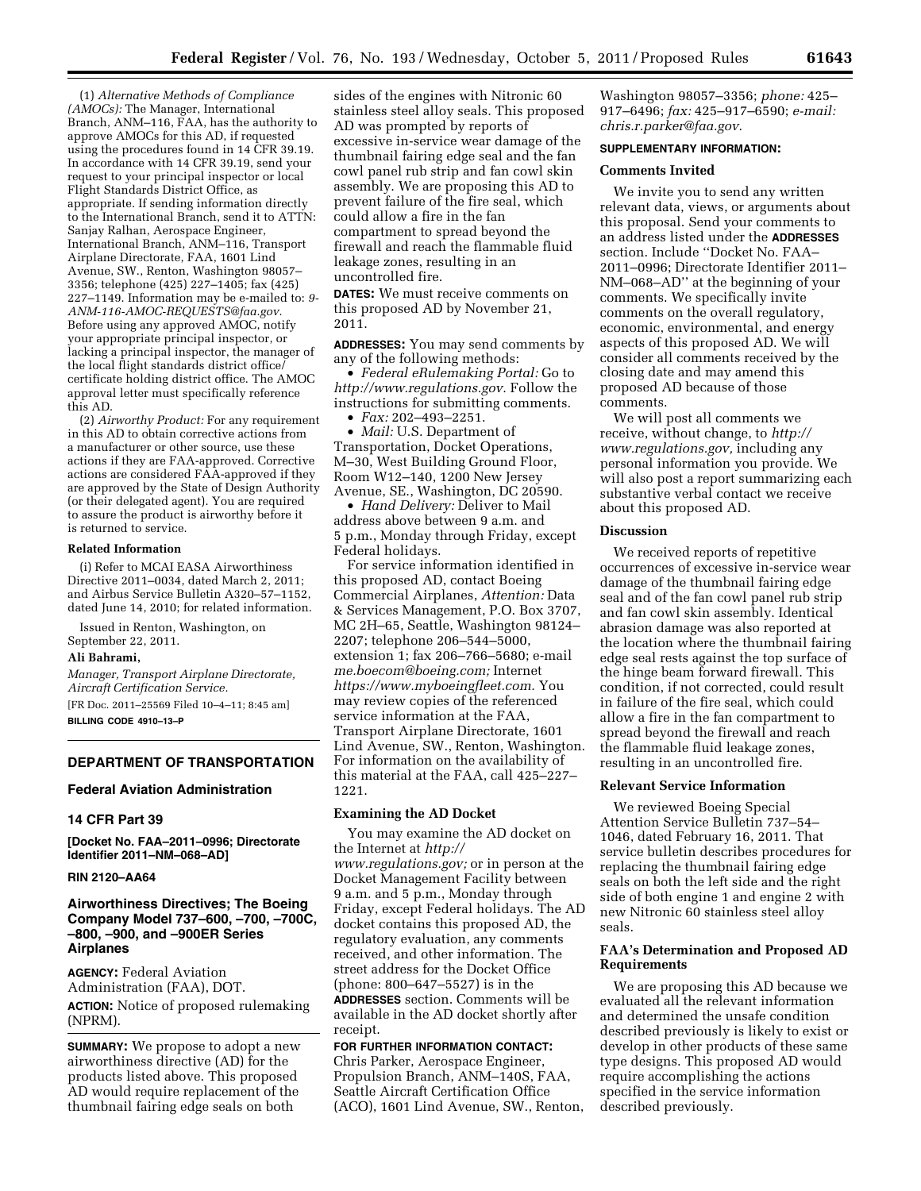(1) *Alternative Methods of Compliance (AMOCs):* The Manager, International Branch, ANM–116, FAA, has the authority to approve AMOCs for this AD, if requested using the procedures found in 14 CFR 39.19. In accordance with 14 CFR 39.19, send your request to your principal inspector or local Flight Standards District Office, as appropriate. If sending information directly to the International Branch, send it to ATTN: Sanjay Ralhan, Aerospace Engineer, International Branch, ANM–116, Transport Airplane Directorate, FAA, 1601 Lind Avenue, SW., Renton, Washington 98057–3356; telephone (425) 227–1405; fax (425) 227–1149. Information may be e-mailed to: *9-ANM-116-AMOC-REQUESTS@faa.gov.* Before using any approved AMOC, notify your appropriate principal inspector, or lacking a principal inspector, the manager of the local flight standards district office/certificate holding district office. The AMOC approval letter must specifically reference this AD.

(2) *Airworthy Product:* For any requirement in this AD to obtain corrective actions from a manufacturer or other source, use these actions if they are FAA-approved. Corrective actions are considered FAA-approved if they are approved by the State of Design Authority (or their delegated agent). You are required to assure the product is airworthy before it is returned to service.

**Related Information**

(i) Refer to MCAI EASA Airworthiness Directive 2011–0034, dated March 2, 2011; and Airbus Service Bulletin A320–57–1152, dated June 14, 2010; for related information.

Issued in Renton, Washington, on September 22, 2011.

**Ali Bahrami,**

*Manager, Transport Airplane Directorate, Aircraft Certification Service.*

[FR Doc. 2011–25569 Filed 10–4–11; 8:45 am]

**BILLING CODE 4910–13–P**

## DEPARTMENT OF TRANSPORTATION

### Federal Aviation Administration

### 14 CFR Part 39

**[Docket No. FAA–2011–0996; Directorate Identifier 2011–NM–068–AD]**

**RIN 2120–AA64**

### Airworthiness Directives; The Boeing Company Model 737–600, –700, –700C, –800, –900, and –900ER Series Airplanes

**AGENCY:** Federal Aviation Administration (FAA), DOT.

**ACTION:** Notice of proposed rulemaking (NPRM).

**SUMMARY:** We propose to adopt a new airworthiness directive (AD) for the products listed above. This proposed AD would require replacement of the thumbnail fairing edge seals on both sides of the engines with Nitronic 60 stainless steel alloy seals. This proposed AD was prompted by reports of excessive in-service wear damage of the thumbnail fairing edge seal and the fan cowl panel rub strip and fan cowl skin assembly. We are proposing this AD to prevent failure of the fire seal, which could allow a fire in the fan compartment to spread beyond the firewall and reach the flammable fluid leakage zones, resulting in an uncontrolled fire.

**DATES:** We must receive comments on this proposed AD by November 21, 2011.

**ADDRESSES:** You may send comments by any of the following methods:

- *Federal eRulemaking Portal:* Go to *http://www.regulations.gov.* Follow the instructions for submitting comments.
- *Fax:* 202–493–2251.
- *Mail:* U.S. Department of Transportation, Docket Operations, M–30, West Building Ground Floor, Room W12–140, 1200 New Jersey Avenue, SE., Washington, DC 20590.
- *Hand Delivery:* Deliver to Mail address above between 9 a.m. and 5 p.m., Monday through Friday, except Federal holidays.

For service information identified in this proposed AD, contact Boeing Commercial Airplanes, *Attention:* Data & Services Management, P.O. Box 3707, MC 2H–65, Seattle, Washington 98124–2207; telephone 206–544–5000, extension 1; fax 206–766–5680; e-mail *me.boecom@boeing.com;* Internet *https://www.myboeingfleet.com.* You may review copies of the referenced service information at the FAA, Transport Airplane Directorate, 1601 Lind Avenue, SW., Renton, Washington. For information on the availability of this material at the FAA, call 425–227–1221.

**Examining the AD Docket**

You may examine the AD docket on the Internet at *http://www.regulations.gov;* or in person at the Docket Management Facility between 9 a.m. and 5 p.m., Monday through Friday, except Federal holidays. The AD docket contains this proposed AD, the regulatory evaluation, any comments received, and other information. The street address for the Docket Office (phone: 800–647–5527) is in the **ADDRESSES** section. Comments will be available in the AD docket shortly after receipt.

**FOR FURTHER INFORMATION CONTACT:** Chris Parker, Aerospace Engineer, Propulsion Branch, ANM–140S, FAA, Seattle Aircraft Certification Office (ACO), 1601 Lind Avenue, SW., Renton, Washington 98057–3356; *phone:* 425–917–6496; *fax:* 425–917–6590; *e-mail: chris.r.parker@faa.gov.*

**SUPPLEMENTARY INFORMATION:**

**Comments Invited**

We invite you to send any written relevant data, views, or arguments about this proposal. Send your comments to an address listed under the **ADDRESSES** section. Include "Docket No. FAA–2011–0996; Directorate Identifier 2011–NM–068–AD" at the beginning of your comments. We specifically invite comments on the overall regulatory, economic, environmental, and energy aspects of this proposed AD. We will consider all comments received by the closing date and may amend this proposed AD because of those comments.

We will post all comments we receive, without change, to *http://www.regulations.gov,* including any personal information you provide. We will also post a report summarizing each substantive verbal contact we receive about this proposed AD.

**Discussion**

We received reports of repetitive occurrences of excessive in-service wear damage of the thumbnail fairing edge seal and of the fan cowl panel rub strip and fan cowl skin assembly. Identical abrasion damage was also reported at the location where the thumbnail fairing edge seal rests against the top surface of the hinge beam forward firewall. This condition, if not corrected, could result in failure of the fire seal, which could allow a fire in the fan compartment to spread beyond the firewall and reach the flammable fluid leakage zones, resulting in an uncontrolled fire.

**Relevant Service Information**

We reviewed Boeing Special Attention Service Bulletin 737–54–1046, dated February 16, 2011. That service bulletin describes procedures for replacing the thumbnail fairing edge seals on both the left side and the right side of both engine 1 and engine 2 with new Nitronic 60 stainless steel alloy seals.

**FAA's Determination and Proposed AD Requirements**

We are proposing this AD because we evaluated all the relevant information and determined the unsafe condition described previously is likely to exist or develop in other products of these same type designs. This proposed AD would require accomplishing the actions specified in the service information described previously.